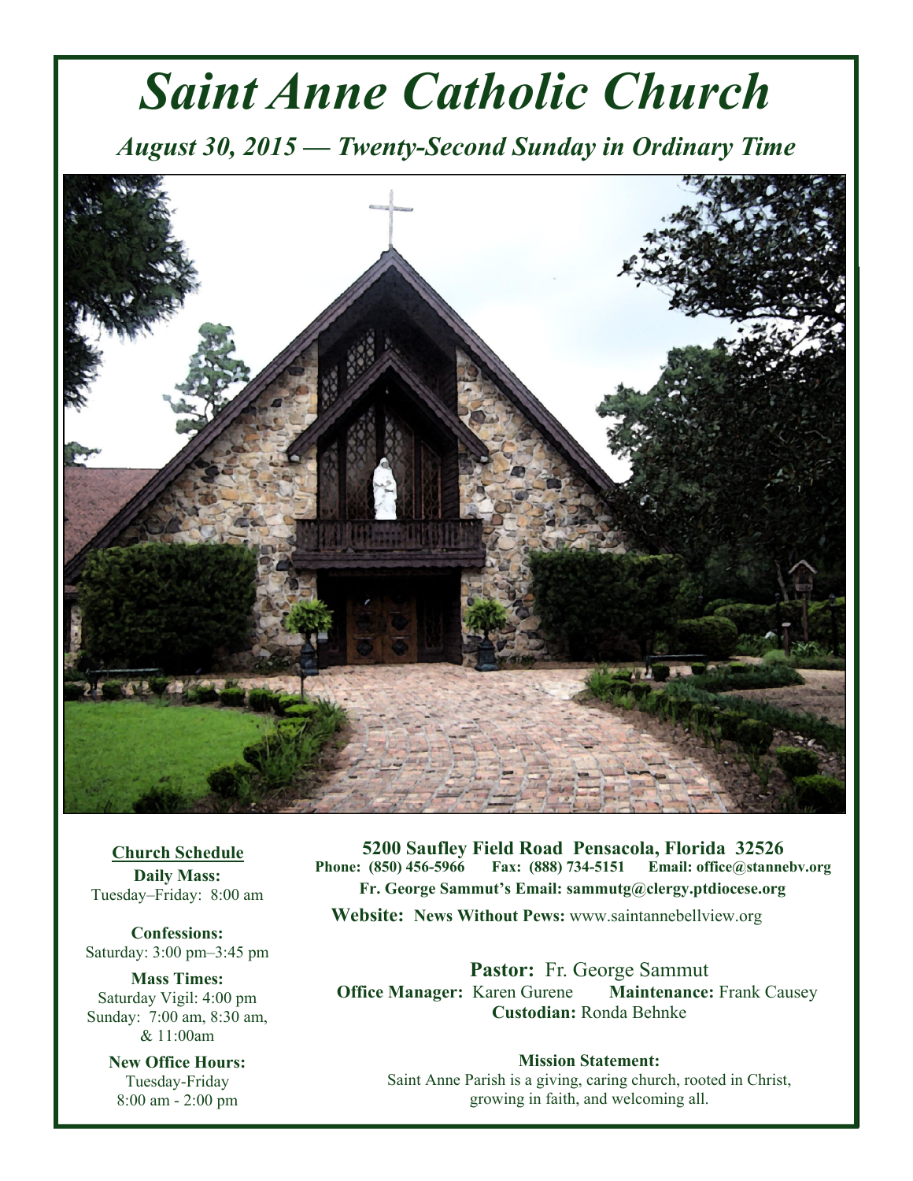# Saint Anne Catholic Church

## *August 30, 2015 — Twenty-Second Sunday in Ordinary Time*

**5200 Saufley Field Road Pensacola, Florida 32526**
**Phone: (850) 456-5966 Fax: (888) 734-5151 Email: office@stannebv.org**
**Fr. George Sammut's Email: sammutg@clergy.ptdiocese.org**
**Website: News Without Pews:** www.saintannebellview.org

**Pastor:** Fr. George Sammut
**Office Manager:** Karen Gurene **Maintenance:** Frank Causey
**Custodian:** Ronda Behnke

**Mission Statement:**
Saint Anne Parish is a giving, caring church, rooted in Christ, growing in faith, and welcoming all.

**Church Schedule**

**Daily Mass:**
Tuesday–Friday: 8:00 am

**Confessions:**
Saturday: 3:00 pm–3:45 pm

**Mass Times:**
Saturday Vigil: 4:00 pm
Sunday: 7:00 am, 8:30 am, & 11:00am

**New Office Hours:**
Tuesday-Friday
8:00 am - 2:00 pm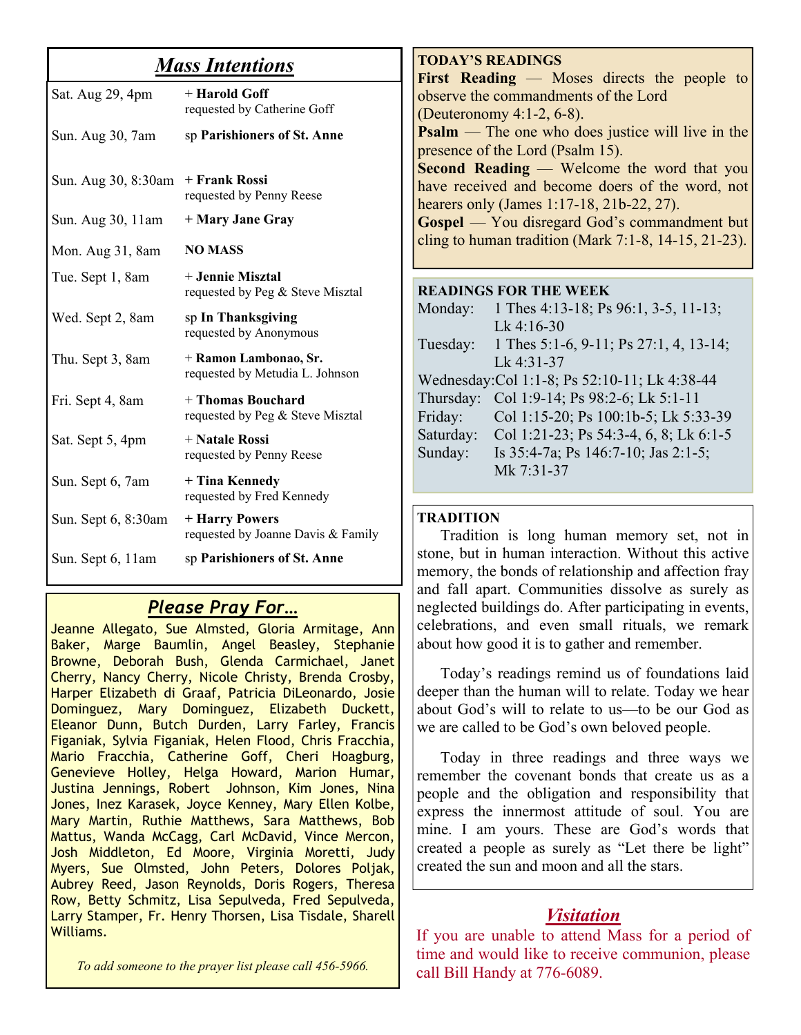## *Mass Intentions*

| | |
|---|---|
| Sat. Aug 29, 4pm | + **Harold Goff** requested by Catherine Goff |
| Sun. Aug 30, 7am | sp **Parishioners of St. Anne** |
| Sun. Aug 30, 8:30am | **+ Frank Rossi** requested by Penny Reese |
| Sun. Aug 30, 11am | **+ Mary Jane Gray** |
| Mon. Aug 31, 8am | **NO MASS** |
| Tue. Sept 1, 8am | + **Jennie Misztal** requested by Peg & Steve Misztal |
| Wed. Sept 2, 8am | sp **In Thanksgiving** requested by Anonymous |
| Thu. Sept 3, 8am | + **Ramon Lambonao, Sr.** requested by Metudia L. Johnson |
| Fri. Sept 4, 8am | + **Thomas Bouchard** requested by Peg & Steve Misztal |
| Sat. Sept 5, 4pm | + **Natale Rossi** requested by Penny Reese |
| Sun. Sept 6, 7am | **+ Tina Kennedy** requested by Fred Kennedy |
| Sun. Sept 6, 8:30am | **+ Harry Powers** requested by Joanne Davis & Family |
| Sun. Sept 6, 11am | sp **Parishioners of St. Anne** |

## *Please Pray For…*

Jeanne Allegato, Sue Almsted, Gloria Armitage, Ann Baker, Marge Baumlin, Angel Beasley, Stephanie Browne, Deborah Bush, Glenda Carmichael, Janet Cherry, Nancy Cherry, Nicole Christy, Brenda Crosby, Harper Elizabeth di Graaf, Patricia DiLeonardo, Josie Dominguez, Mary Dominguez, Elizabeth Duckett, Eleanor Dunn, Butch Durden, Larry Farley, Francis Figaniak, Sylvia Figaniak, Helen Flood, Chris Fracchia, Mario Fracchia, Catherine Goff, Cheri Hoagburg, Genevieve Holley, Helga Howard, Marion Humar, Justina Jennings, Robert Johnson, Kim Jones, Nina Jones, Inez Karasek, Joyce Kenney, Mary Ellen Kolbe, Mary Martin, Ruthie Matthews, Sara Matthews, Bob Mattus, Wanda McCagg, Carl McDavid, Vince Mercon, Josh Middleton, Ed Moore, Virginia Moretti, Judy Myers, Sue Olmsted, John Peters, Dolores Poljak, Aubrey Reed, Jason Reynolds, Doris Rogers, Theresa Row, Betty Schmitz, Lisa Sepulveda, Fred Sepulveda, Larry Stamper, Fr. Henry Thorsen, Lisa Tisdale, Sharell Williams.

*To add someone to the prayer list please call 456-5966.*

**TODAY'S READINGS**

**First Reading** — Moses directs the people to observe the commandments of the Lord (Deuteronomy 4:1-2, 6-8).

**Psalm** — The one who does justice will live in the presence of the Lord (Psalm 15).

**Second Reading** — Welcome the word that you have received and become doers of the word, not hearers only (James 1:17-18, 21b-22, 27).

**Gospel** — You disregard God's commandment but cling to human tradition (Mark 7:1-8, 14-15, 21-23).

**READINGS FOR THE WEEK**

| | |
|---|---|
| Monday: | 1 Thes 4:13-18; Ps 96:1, 3-5, 11-13; Lk 4:16-30 |
| Tuesday: | 1 Thes 5:1-6, 9-11; Ps 27:1, 4, 13-14; Lk 4:31-37 |
| Wednesday: | Col 1:1-8; Ps 52:10-11; Lk 4:38-44 |
| Thursday: | Col 1:9-14; Ps 98:2-6; Lk 5:1-11 |
| Friday: | Col 1:15-20; Ps 100:1b-5; Lk 5:33-39 |
| Saturday: | Col 1:21-23; Ps 54:3-4, 6, 8; Lk 6:1-5 |
| Sunday: | Is 35:4-7a; Ps 146:7-10; Jas 2:1-5; Mk 7:31-37 |

**TRADITION**

Tradition is long human memory set, not in stone, but in human interaction. Without this active memory, the bonds of relationship and affection fray and fall apart. Communities dissolve as surely as neglected buildings do. After participating in events, celebrations, and even small rituals, we remark about how good it is to gather and remember.

Today's readings remind us of foundations laid deeper than the human will to relate. Today we hear about God's will to relate to us—to be our God as we are called to be God's own beloved people.

Today in three readings and three ways we remember the covenant bonds that create us as a people and the obligation and responsibility that express the innermost attitude of soul. You are mine. I am yours. These are God's words that created a people as surely as "Let there be light" created the sun and moon and all the stars.

## *Visitation*

If you are unable to attend Mass for a period of time and would like to receive communion, please call Bill Handy at 776-6089.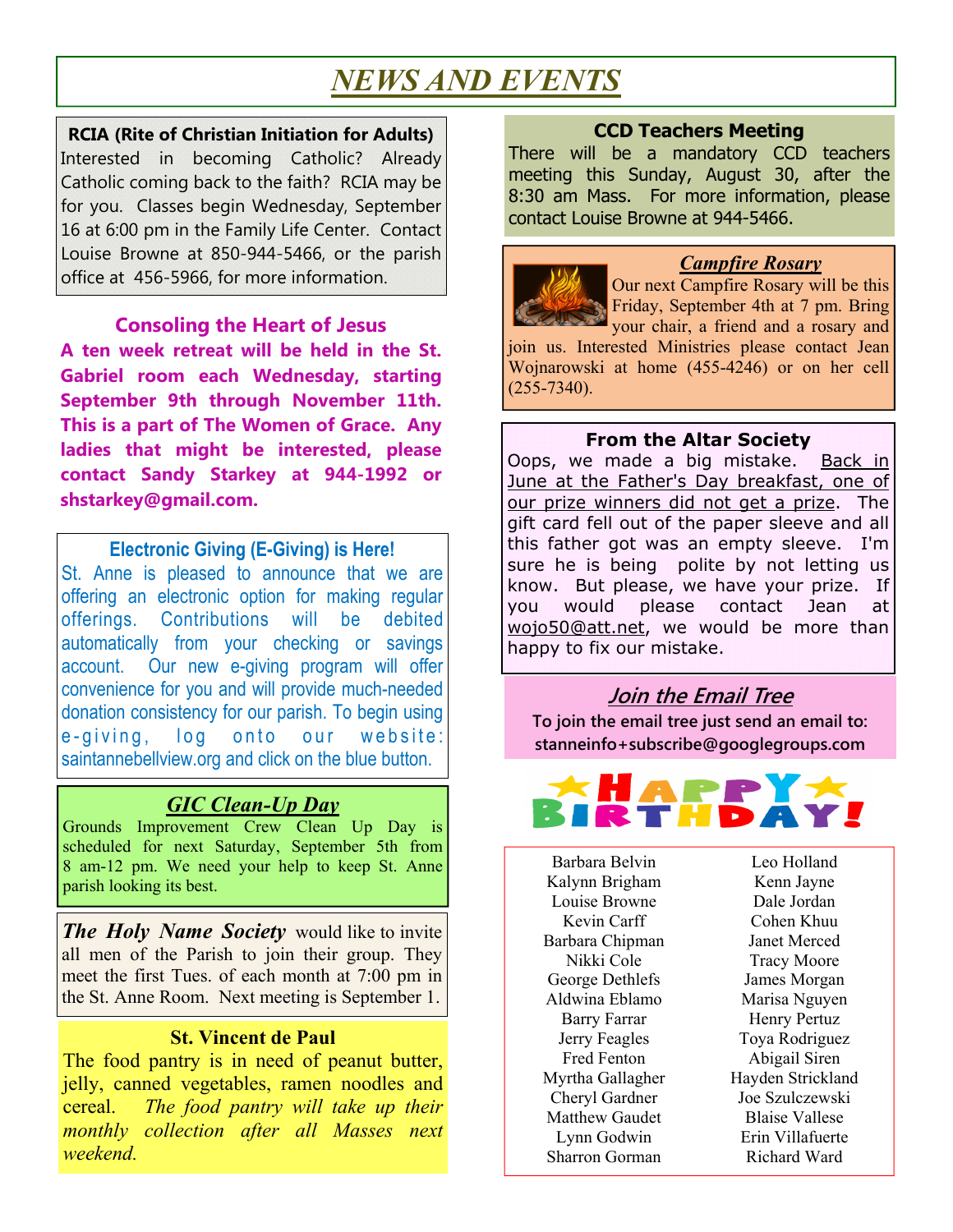# *NEWS AND EVENTS*

### RCIA (Rite of Christian Initiation for Adults)

Interested in becoming Catholic? Already Catholic coming back to the faith? RCIA may be for you. Classes begin Wednesday, September 16 at 6:00 pm in the Family Life Center. Contact Louise Browne at 850-944-5466, or the parish office at 456-5966, for more information.

### Consoling the Heart of Jesus

**A ten week retreat will be held in the St. Gabriel room each Wednesday, starting September 9th through November 11th. This is a part of The Women of Grace. Any ladies that might be interested, please contact Sandy Starkey at 944-1992 or shstarkey@gmail.com.**

### Electronic Giving (E-Giving) is Here!

St. Anne is pleased to announce that we are offering an electronic option for making regular offerings. Contributions will be debited automatically from your checking or savings account. Our new e-giving program will offer convenience for you and will provide much-needed donation consistency for our parish. To begin using e-giving, log onto our website: saintannebellview.org and click on the blue button.

### *GIC Clean-Up Day*

Grounds Improvement Crew Clean Up Day is scheduled for next Saturday, September 5th from 8 am-12 pm. We need your help to keep St. Anne parish looking its best.

***The Holy Name Society*** would like to invite all men of the Parish to join their group. They meet the first Tues. of each month at 7:00 pm in the St. Anne Room. Next meeting is September 1.

### St. Vincent de Paul

The food pantry is in need of peanut butter, jelly, canned vegetables, ramen noodles and cereal. *The food pantry will take up their monthly collection after all Masses next weekend.*

### CCD Teachers Meeting

There will be a mandatory CCD teachers meeting this Sunday, August 30, after the 8:30 am Mass. For more information, please contact Louise Browne at 944-5466.

### *Campfire Rosary*

Our next Campfire Rosary will be this Friday, September 4th at 7 pm. Bring your chair, a friend and a rosary and join us. Interested Ministries please contact Jean Wojnarowski at home (455-4246) or on her cell (255-7340).

### From the Altar Society

Oops, we made a big mistake. Back in June at the Father's Day breakfast, one of our prize winners did not get a prize. The gift card fell out of the paper sleeve and all this father got was an empty sleeve. I'm sure he is being polite by not letting us know. But please, we have your prize. If you would please contact Jean at wojo50@att.net, we would be more than happy to fix our mistake.

### *Join the Email Tree*

**To join the email tree just send an email to: stanneinfo+subscribe@googlegroups.com**

## HAPPY BIRTHDAY!

| | |
|---|---|
| Barbara Belvin | Leo Holland |
| Kalynn Brigham | Kenn Jayne |
| Louise Browne | Dale Jordan |
| Kevin Carff | Cohen Khuu |
| Barbara Chipman | Janet Merced |
| Nikki Cole | Tracy Moore |
| George Dethlefs | James Morgan |
| Aldwina Eblamo | Marisa Nguyen |
| Barry Farrar | Henry Pertuz |
| Jerry Feagles | Toya Rodriguez |
| Fred Fenton | Abigail Siren |
| Myrtha Gallagher | Hayden Strickland |
| Cheryl Gardner | Joe Szulczewski |
| Matthew Gaudet | Blaise Vallese |
| Lynn Godwin | Erin Villafuerte |
| Sharron Gorman | Richard Ward |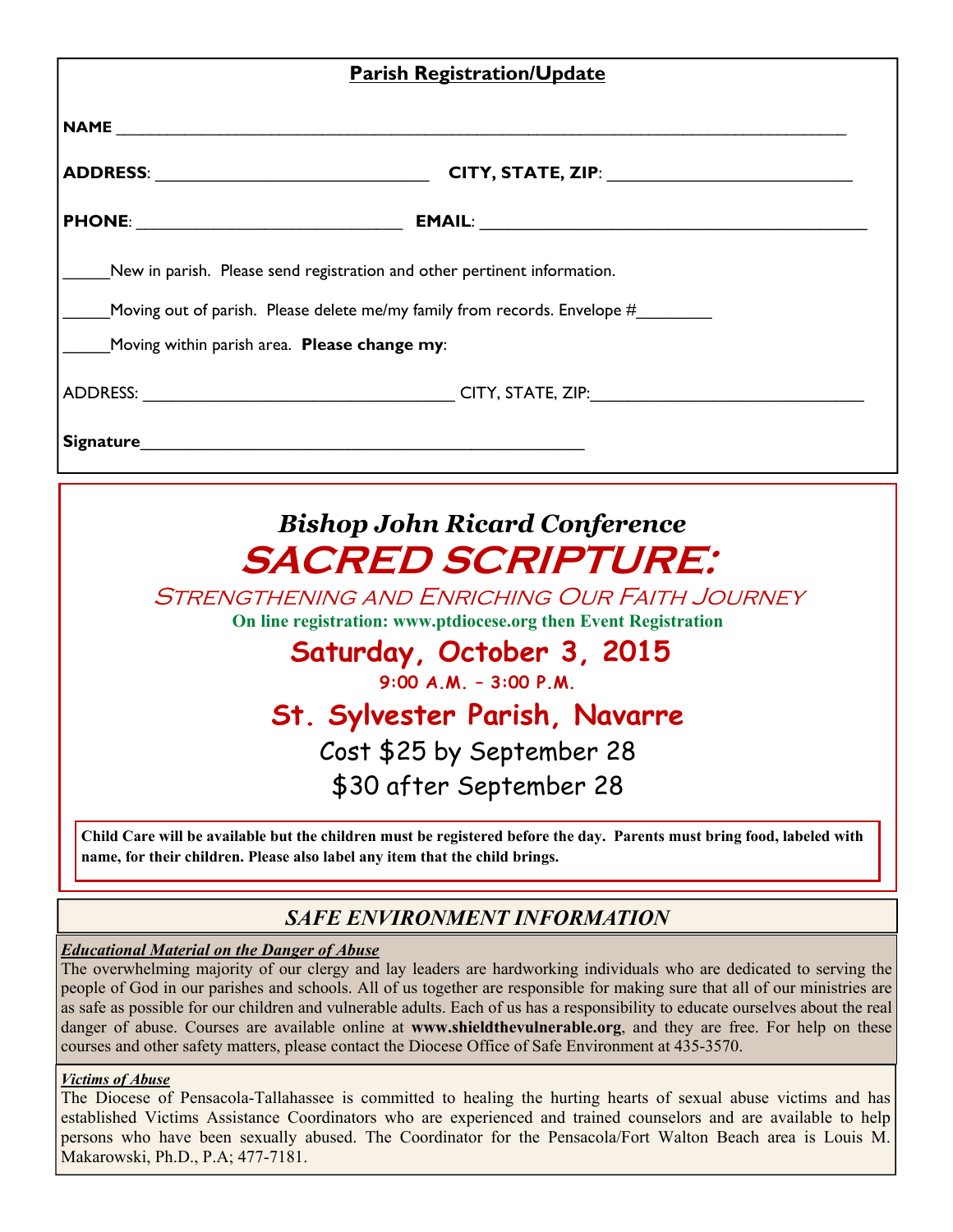## Parish Registration/Update

**NAME** ______________________________________________________________________________

**ADDRESS**: ______________________________ **CITY, STATE, ZIP**: __________________________

**PHONE**: ______________________________ **EMAIL**: ___________________________________________

_____New in parish. Please send registration and other pertinent information.

_____Moving out of parish. Please delete me/my family from records. Envelope #________

_____Moving within parish area. **Please change my**:

ADDRESS: __________________________________ CITY, STATE, ZIP:_____________________________

**Signature**_________________________________________________

---

### *Bishop John Ricard Conference*

# SACRED SCRIPTURE:

## Strengthening and Enriching Our Faith Journey

**On line registration: www.ptdiocese.org then Event Registration**

## Saturday, October 3, 2015

**9:00 A.M. – 3:00 P.M.**

## St. Sylvester Parish, Navarre

Cost $25 by September 28

$30 after September 28

**Child Care will be available but the children must be registered before the day. Parents must bring food, labeled with name, for their children. Please also label any item that the child brings.**

---

## *SAFE ENVIRONMENT INFORMATION*

***Educational Material on the Danger of Abuse***

The overwhelming majority of our clergy and lay leaders are hardworking individuals who are dedicated to serving the people of God in our parishes and schools. All of us together are responsible for making sure that all of our ministries are as safe as possible for our children and vulnerable adults. Each of us has a responsibility to educate ourselves about the real danger of abuse. Courses are available online at **www.shieldthevulnerable.org**, and they are free. For help on these courses and other safety matters, please contact the Diocese Office of Safe Environment at 435-3570.

***Victims of Abuse***

The Diocese of Pensacola-Tallahassee is committed to healing the hurting hearts of sexual abuse victims and has established Victims Assistance Coordinators who are experienced and trained counselors and are available to help persons who have been sexually abused. The Coordinator for the Pensacola/Fort Walton Beach area is Louis M. Makarowski, Ph.D., P.A; 477-7181.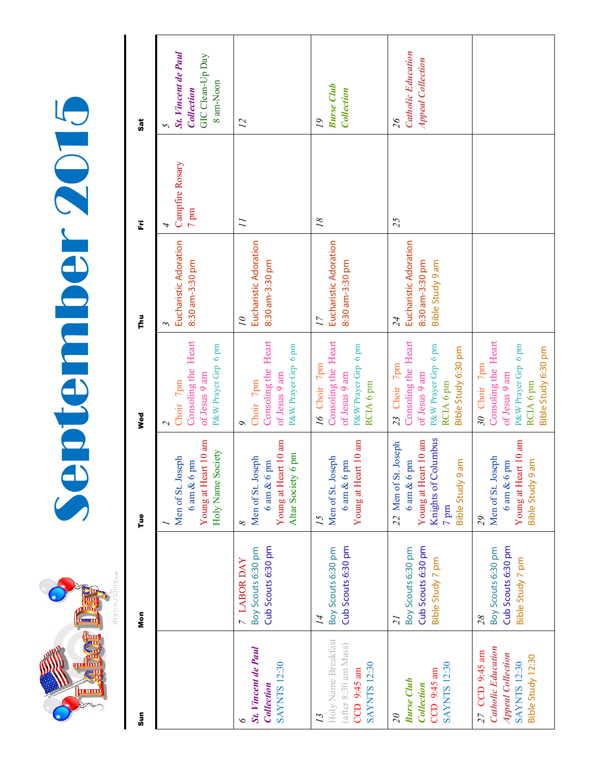# September 2015

| Sun | Mon | Tue | Wed | Thu | Fri | Sat |
|---|---|---|---|---|---|---|
| | | 1 Men of St. Joseph 6 am & 6 pm Young at Heart 10 am Holy Name Society | 2 Choir 7pm Consoling the Heart of Jesus 9 am P&W Prayer Grp 6 pm | 3 Eucharistic Adoration 8:30 am-3:30 pm | 4 Campfire Rosary 7 pm | 5 ***St. Vincent de Paul Collection*** GIC Clean-Up Day 8 am-Noon |
| 6 ***St. Vincent de Paul Collection*** SAYNTS 12:30 | 7 LABOR DAY Boy Scouts 6:30 pm Cub Scouts 6:30 pm | 8 Men of St. Joseph 6 am & 6 pm Young at Heart 10 am Altar Society 6 pm | 9 Choir 7pm Consoling the Heart of Jesus 9 am P&W Prayer Grp 6 pm | 10 Eucharistic Adoration 8:30 am-3:30 pm | 11 | 12 |
| 13 Holy Name Breakfast (after 8:30 am Mass) CCD 9:45 am SAYNTS 12:30 | 14 Boy Scouts 6:30 pm Cub Scouts 6:30 pm | 15 Men of St. Joseph 6 am & 6 pm Young at Heart 10 am | 16 Choir 7pm Consoling the Heart of Jesus 9 am P&W Prayer Grp 6 pm RCIA 6 pm | 17 Eucharistic Adoration 8:30 am-3:30 pm | 18 | 19 ***Burse Club Collection*** |
| 20 ***Burse Club Collection*** CCD 9:45 am SAYNTS 12:30 | 21 Boy Scouts 6:30 pm Cub Scouts 6:30 pm Bible Study 7 pm | 22 Men of St. Joseph 6 am & 6 pm Young at Heart 10 am Knights of Columbus 7 pm Bible Study 9 am | 23 Choir 7pm Consoling the Heart of Jesus 9 am P&W Prayer Grp 6 pm RCIA 6 pm Bible Study 6:30 pm | 24 Eucharistic Adoration 8:30 am-3:30 pm Bible Study 9 am | 25 | 26 ***Catholic Education Appeal Collection*** |
| 27 CCD 9:45 am ***Catholic Education Appeal Collection*** SAYNTS 12:30 Bible Study 12:30 | 28 Boy Scouts 6:30 pm Cub Scouts 6:30 pm Bible Study 7 pm | 29 Men of St. Joseph 6 am & 6 pm Young at Heart 10 am Bible Study 9 am | 30 Choir 7pm Consoling the Heart of Jesus 9 am P&W Prayer Grp 6 pm RCIA 6 pm Bible Study 6:30 pm | | | |